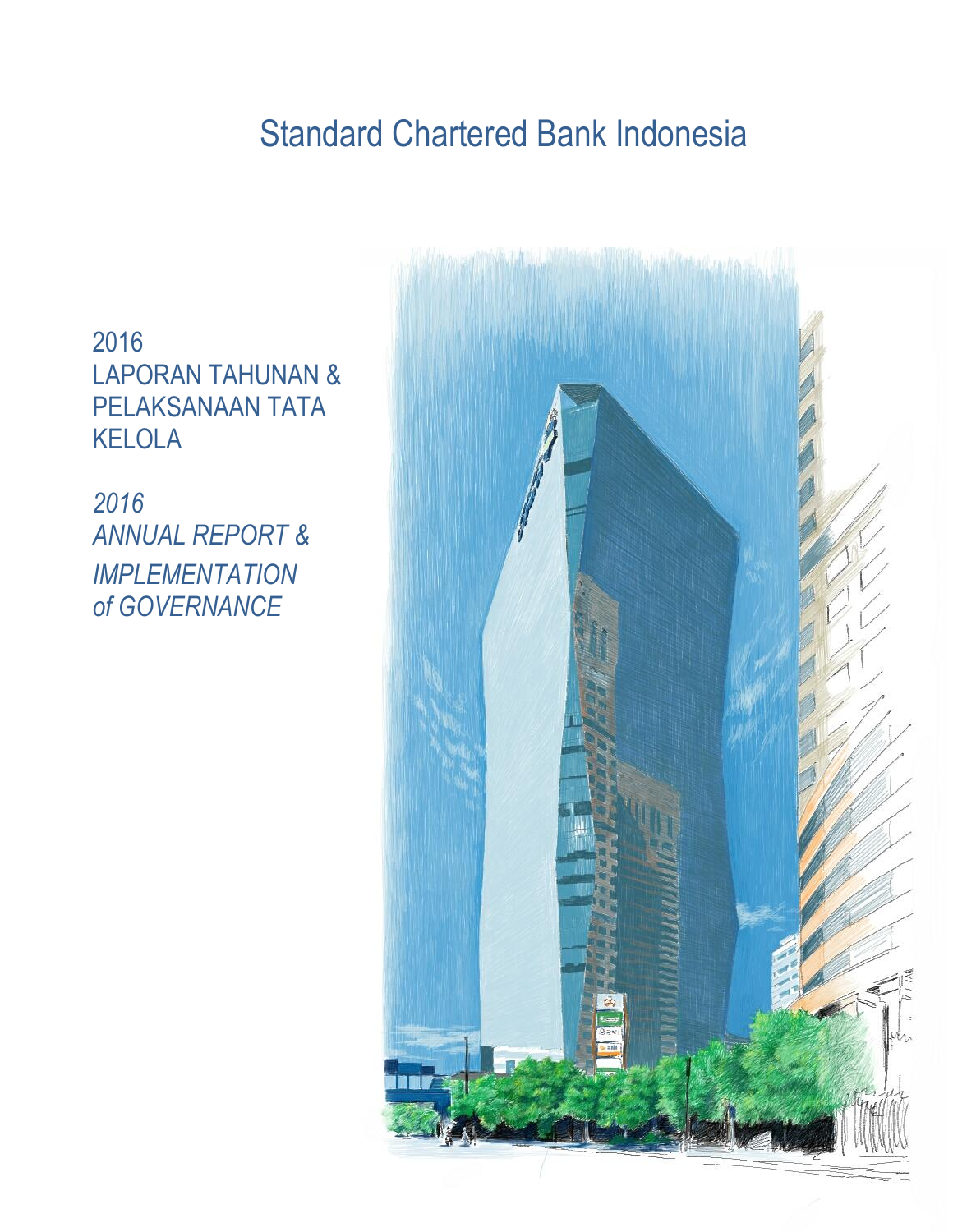# Standard Chartered Bank Indonesia

2016
LAPORAN TAHUNAN &
PELAKSANAAN TATA
KELOLA

*2016*
*ANNUAL REPORT &*
*IMPLEMENTATION*
*of GOVERNANCE*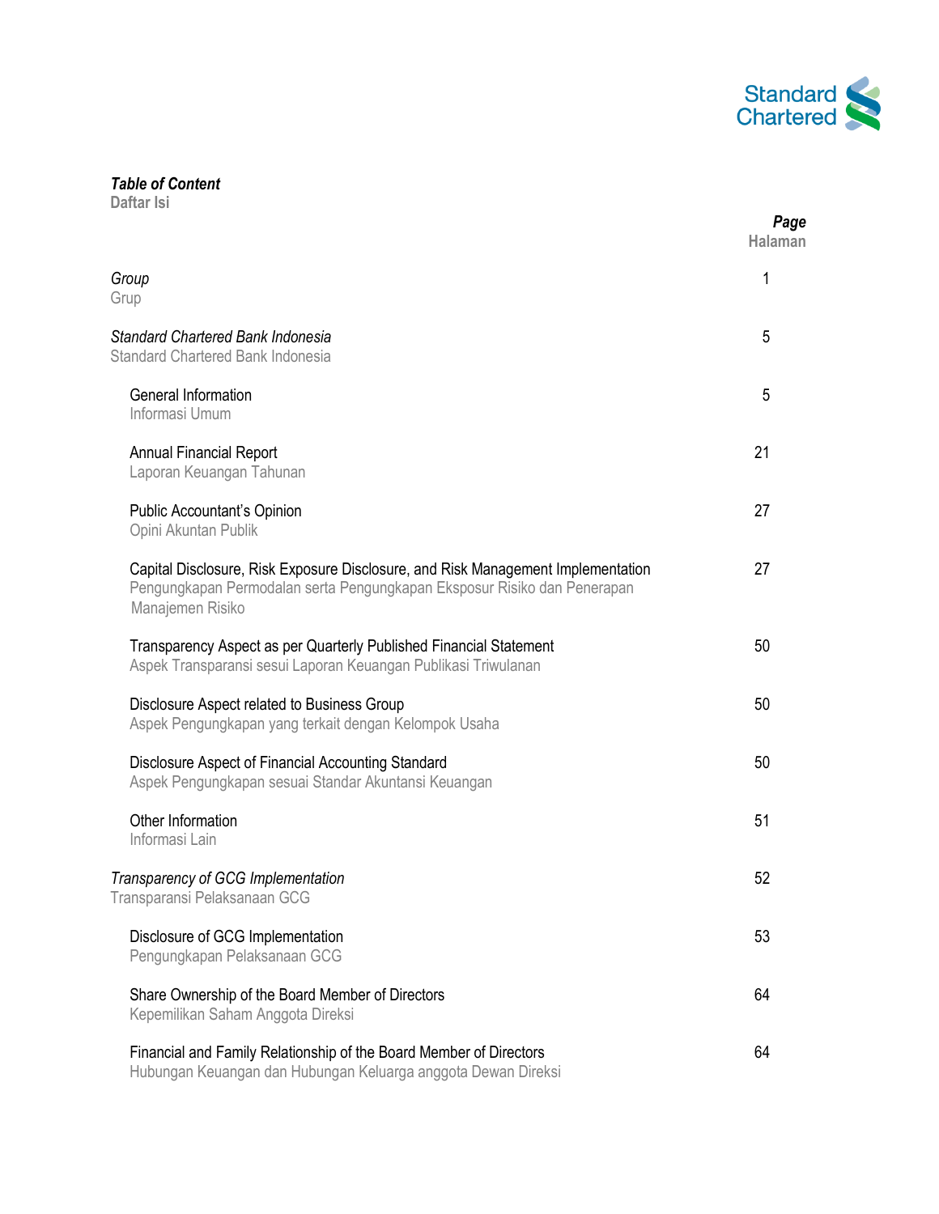Standard Chartered

***Table of Content***
**Daftar Isi**

| | ***Page*** **Halaman** |
|---|---|
| *Group* Grup | 1 |
| *Standard Chartered Bank Indonesia* Standard Chartered Bank Indonesia | 5 |
| General Information Informasi Umum | 5 |
| Annual Financial Report Laporan Keuangan Tahunan | 21 |
| Public Accountant's Opinion Opini Akuntan Publik | 27 |
| Capital Disclosure, Risk Exposure Disclosure, and Risk Management Implementation Pengungkapan Permodalan serta Pengungkapan Eksposur Risiko dan Penerapan Manajemen Risiko | 27 |
| Transparency Aspect as per Quarterly Published Financial Statement Aspek Transparansi sesui Laporan Keuangan Publikasi Triwulanan | 50 |
| Disclosure Aspect related to Business Group Aspek Pengungkapan yang terkait dengan Kelompok Usaha | 50 |
| Disclosure Aspect of Financial Accounting Standard Aspek Pengungkapan sesuai Standar Akuntansi Keuangan | 50 |
| Other Information Informasi Lain | 51 |
| *Transparency of GCG Implementation* Transparansi Pelaksanaan GCG | 52 |
| Disclosure of GCG Implementation Pengungkapan Pelaksanaan GCG | 53 |
| Share Ownership of the Board Member of Directors Kepemilikan Saham Anggota Direksi | 64 |
| Financial and Family Relationship of the Board Member of Directors Hubungan Keuangan dan Hubungan Keluarga anggota Dewan Direksi | 64 |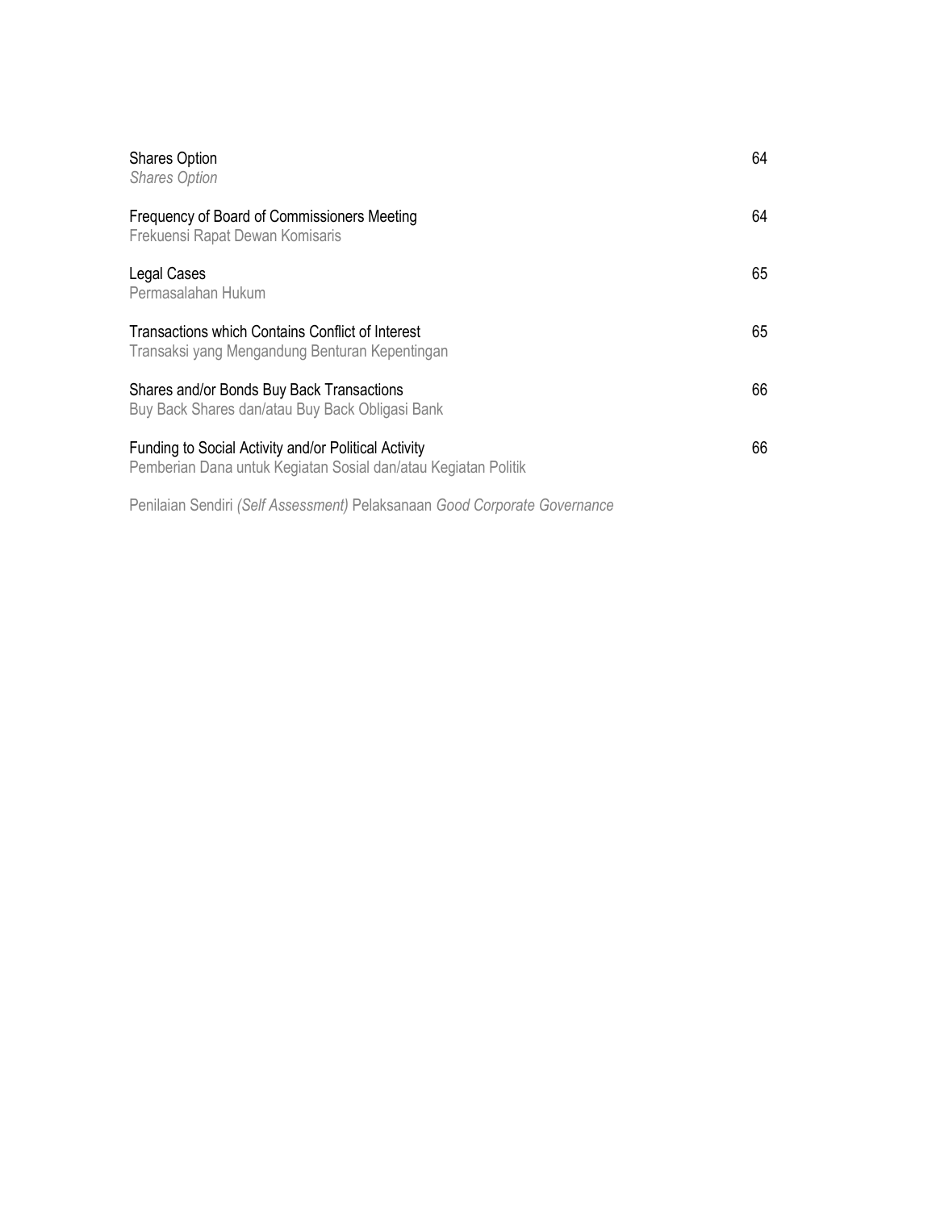Shares Option
*Shares Option* 64

Frequency of Board of Commissioners Meeting
Frekuensi Rapat Dewan Komisaris 64

Legal Cases
Permasalahan Hukum 65

Transactions which Contains Conflict of Interest
Transaksi yang Mengandung Benturan Kepentingan 65

Shares and/or Bonds Buy Back Transactions
Buy Back Shares dan/atau Buy Back Obligasi Bank 66

Funding to Social Activity and/or Political Activity
Pemberian Dana untuk Kegiatan Sosial dan/atau Kegiatan Politik 66

Penilaian Sendiri *(Self Assessment)* Pelaksanaan *Good Corporate Governance*